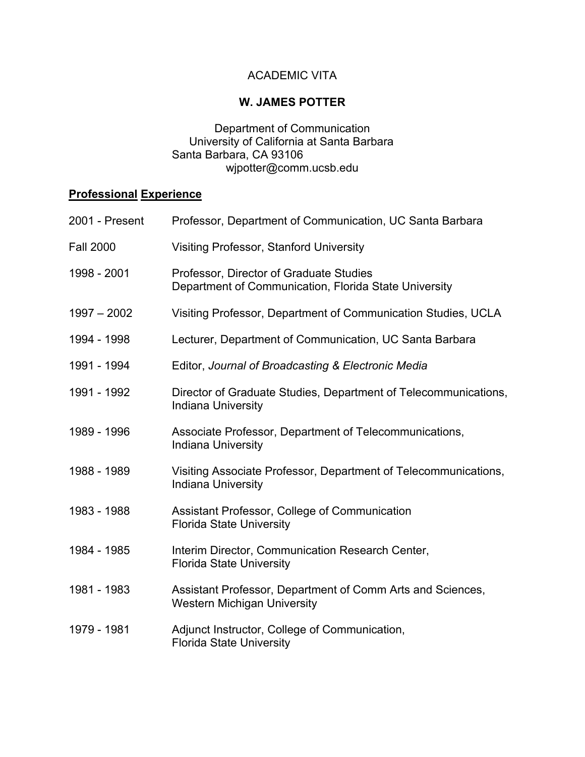ACADEMIC VITA

**W. JAMES POTTER**

Department of Communication
University of California at Santa Barbara
Santa Barbara, CA 93106
wjpotter@comm.ucsb.edu

## Professional Experience

| | |
|---|---|
| 2001 - Present | Professor, Department of Communication, UC Santa Barbara |
| Fall 2000 | Visiting Professor, Stanford University |
| 1998 - 2001 | Professor, Director of Graduate Studies<br>Department of Communication, Florida State University |
| 1997 – 2002 | Visiting Professor, Department of Communication Studies, UCLA |
| 1994 - 1998 | Lecturer, Department of Communication, UC Santa Barbara |
| 1991 - 1994 | Editor, *Journal of Broadcasting & Electronic Media* |
| 1991 - 1992 | Director of Graduate Studies, Department of Telecommunications, Indiana University |
| 1989 - 1996 | Associate Professor, Department of Telecommunications, Indiana University |
| 1988 - 1989 | Visiting Associate Professor, Department of Telecommunications, Indiana University |
| 1983 - 1988 | Assistant Professor, College of Communication<br>Florida State University |
| 1984 - 1985 | Interim Director, Communication Research Center, Florida State University |
| 1981 - 1983 | Assistant Professor, Department of Comm Arts and Sciences, Western Michigan University |
| 1979 - 1981 | Adjunct Instructor, College of Communication, Florida State University |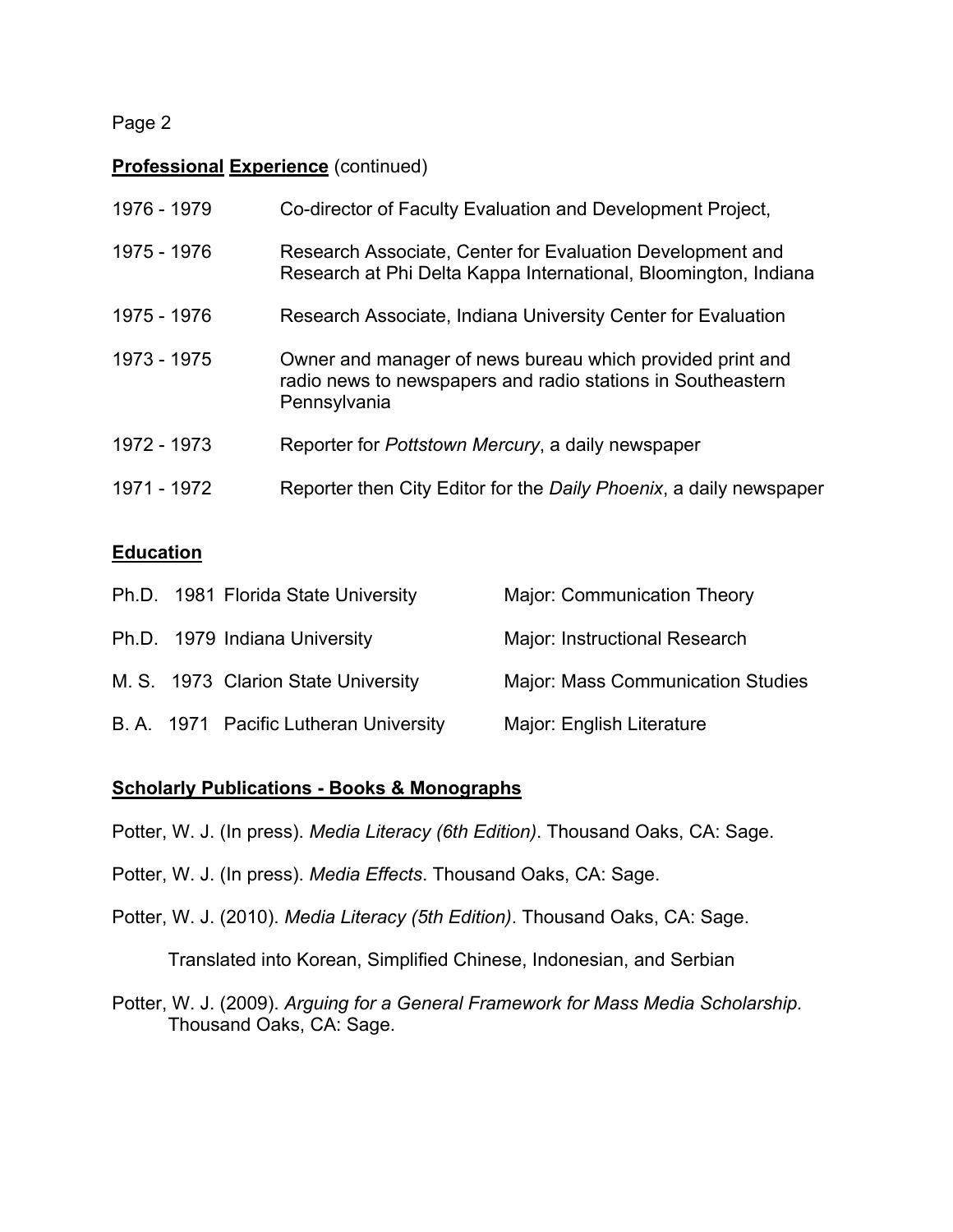## **Professional Experience** (continued)

| | |
|---|---|
| 1976 - 1979 | Co-director of Faculty Evaluation and Development Project, |
| 1975 - 1976 | Research Associate, Center for Evaluation Development and Research at Phi Delta Kappa International, Bloomington, Indiana |
| 1975 - 1976 | Research Associate, Indiana University Center for Evaluation |
| 1973 - 1975 | Owner and manager of news bureau which provided print and radio news to newspapers and radio stations in Southeastern Pennsylvania |
| 1972 - 1973 | Reporter for *Pottstown Mercury*, a daily newspaper |
| 1971 - 1972 | Reporter then City Editor for the *Daily Phoenix*, a daily newspaper |

## **Education**

| | | | |
|---|---|---|---|
| Ph.D. | 1981 | Florida State University | Major: Communication Theory |
| Ph.D. | 1979 | Indiana University | Major: Instructional Research |
| M. S. | 1973 | Clarion State University | Major: Mass Communication Studies |
| B. A. | 1971 | Pacific Lutheran University | Major: English Literature |

## **Scholarly Publications - Books & Monographs**

Potter, W. J. (In press). *Media Literacy (6th Edition)*. Thousand Oaks, CA: Sage.

Potter, W. J. (In press). *Media Effects*. Thousand Oaks, CA: Sage.

Potter, W. J. (2010). *Media Literacy (5th Edition)*. Thousand Oaks, CA: Sage.

Translated into Korean, Simplified Chinese, Indonesian, and Serbian

Potter, W. J. (2009). *Arguing for a General Framework for Mass Media Scholarship.* Thousand Oaks, CA: Sage.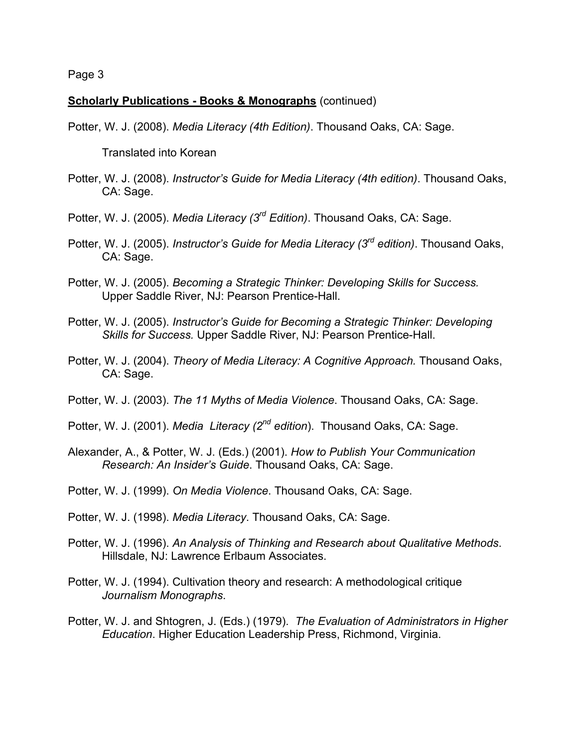**Scholarly Publications - Books & Monographs** (continued)

Potter, W. J. (2008). *Media Literacy (4th Edition)*. Thousand Oaks, CA: Sage.

Translated into Korean

Potter, W. J. (2008). *Instructor's Guide for Media Literacy (4th edition)*. Thousand Oaks, CA: Sage.

Potter, W. J. (2005). *Media Literacy (3rd Edition)*. Thousand Oaks, CA: Sage.

Potter, W. J. (2005). *Instructor's Guide for Media Literacy (3rd edition)*. Thousand Oaks, CA: Sage.

Potter, W. J. (2005). *Becoming a Strategic Thinker: Developing Skills for Success.* Upper Saddle River, NJ: Pearson Prentice-Hall.

Potter, W. J. (2005). *Instructor's Guide for Becoming a Strategic Thinker: Developing Skills for Success.* Upper Saddle River, NJ: Pearson Prentice-Hall.

Potter, W. J. (2004). *Theory of Media Literacy: A Cognitive Approach.* Thousand Oaks, CA: Sage.

Potter, W. J. (2003). *The 11 Myths of Media Violence.* Thousand Oaks, CA: Sage.

Potter, W. J. (2001). *Media Literacy (2nd edition*). Thousand Oaks, CA: Sage.

Alexander, A., & Potter, W. J. (Eds.) (2001). *How to Publish Your Communication Research: An Insider's Guide.* Thousand Oaks, CA: Sage.

Potter, W. J. (1999). *On Media Violence*. Thousand Oaks, CA: Sage.

Potter, W. J. (1998). *Media Literacy*. Thousand Oaks, CA: Sage.

Potter, W. J. (1996). *An Analysis of Thinking and Research about Qualitative Methods*. Hillsdale, NJ: Lawrence Erlbaum Associates.

Potter, W. J. (1994). Cultivation theory and research: A methodological critique *Journalism Monographs.*

Potter, W. J. and Shtogren, J. (Eds.) (1979). *The Evaluation of Administrators in Higher Education*. Higher Education Leadership Press, Richmond, Virginia.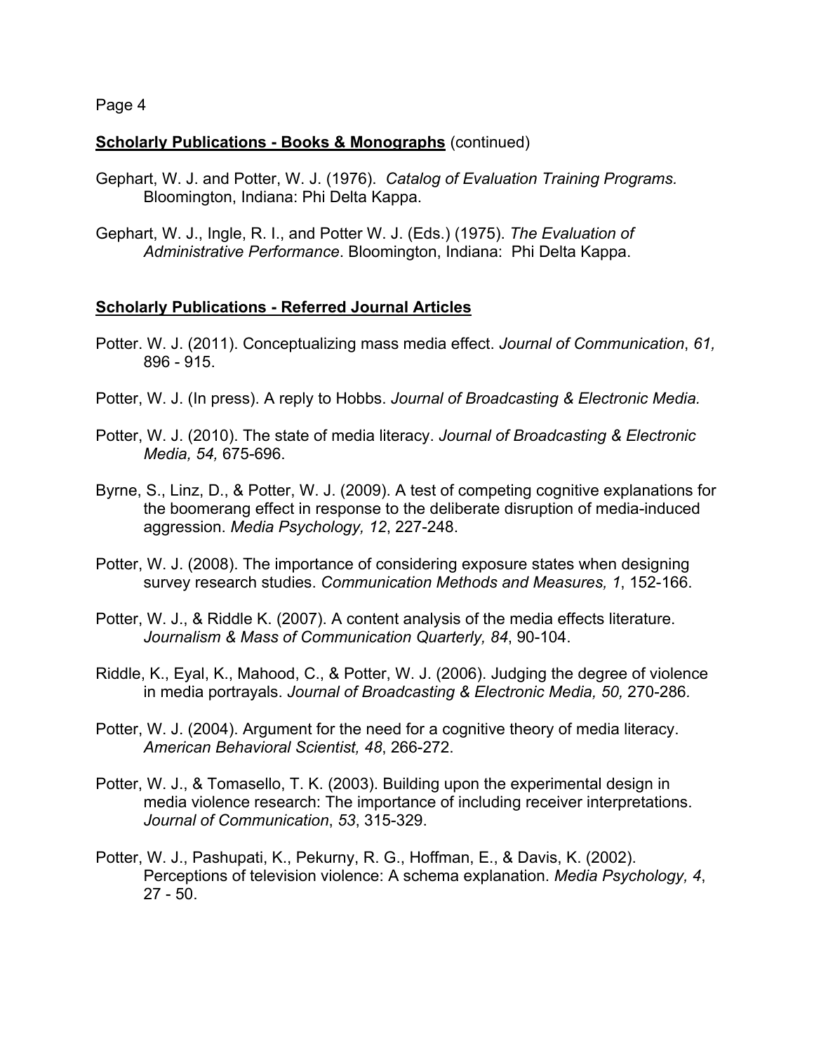**Scholarly Publications - Books & Monographs** (continued)

Gephart, W. J. and Potter, W. J. (1976). *Catalog of Evaluation Training Programs.* Bloomington, Indiana: Phi Delta Kappa.

Gephart, W. J., Ingle, R. I., and Potter W. J. (Eds.) (1975). *The Evaluation of Administrative Performance*. Bloomington, Indiana: Phi Delta Kappa.

**Scholarly Publications - Referred Journal Articles**

Potter. W. J. (2011). Conceptualizing mass media effect. *Journal of Communication*, *61,* 896 - 915.

Potter, W. J. (In press). A reply to Hobbs. *Journal of Broadcasting & Electronic Media.*

Potter, W. J. (2010). The state of media literacy. *Journal of Broadcasting & Electronic Media, 54,* 675-696.

Byrne, S., Linz, D., & Potter, W. J. (2009). A test of competing cognitive explanations for the boomerang effect in response to the deliberate disruption of media-induced aggression. *Media Psychology, 12*, 227-248.

Potter, W. J. (2008). The importance of considering exposure states when designing survey research studies. *Communication Methods and Measures, 1*, 152-166.

Potter, W. J., & Riddle K. (2007). A content analysis of the media effects literature. *Journalism & Mass of Communication Quarterly, 84*, 90-104.

Riddle, K., Eyal, K., Mahood, C., & Potter, W. J. (2006). Judging the degree of violence in media portrayals. *Journal of Broadcasting & Electronic Media, 50,* 270-286.

Potter, W. J. (2004). Argument for the need for a cognitive theory of media literacy. *American Behavioral Scientist, 48*, 266-272.

Potter, W. J., & Tomasello, T. K. (2003). Building upon the experimental design in media violence research: The importance of including receiver interpretations. *Journal of Communication*, *53*, 315-329.

Potter, W. J., Pashupati, K., Pekurny, R. G., Hoffman, E., & Davis, K. (2002). Perceptions of television violence: A schema explanation. *Media Psychology, 4*, 27 - 50.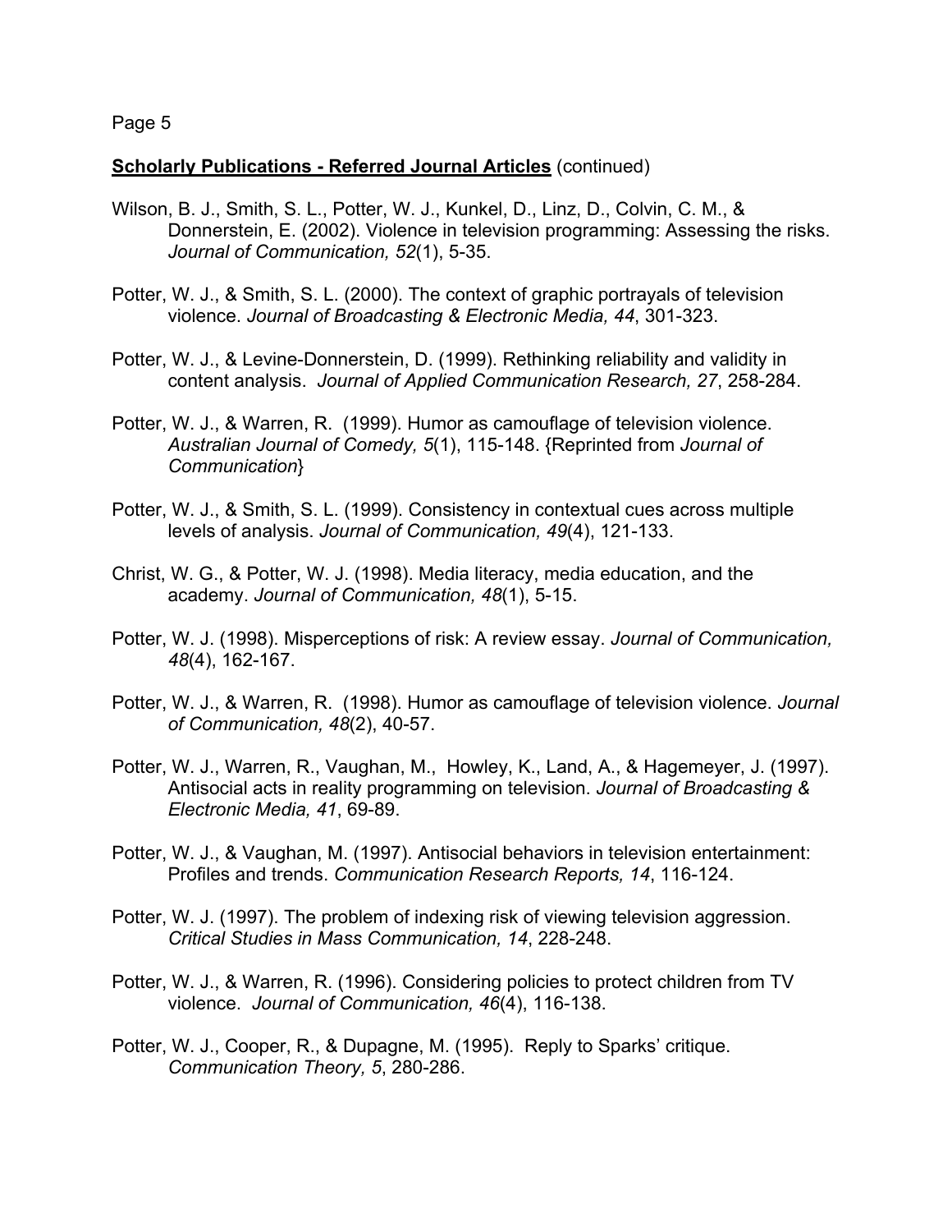**Scholarly Publications - Referred Journal Articles** (continued)

Wilson, B. J., Smith, S. L., Potter, W. J., Kunkel, D., Linz, D., Colvin, C. M., & Donnerstein, E. (2002). Violence in television programming: Assessing the risks. *Journal of Communication, 52*(1), 5-35.

Potter, W. J., & Smith, S. L. (2000). The context of graphic portrayals of television violence. *Journal of Broadcasting & Electronic Media, 44*, 301-323.

Potter, W. J., & Levine-Donnerstein, D. (1999). Rethinking reliability and validity in content analysis. *Journal of Applied Communication Research, 27*, 258-284.

Potter, W. J., & Warren, R. (1999). Humor as camouflage of television violence. *Australian Journal of Comedy, 5*(1), 115-148. {Reprinted from *Journal of Communication*}

Potter, W. J., & Smith, S. L. (1999). Consistency in contextual cues across multiple levels of analysis. *Journal of Communication, 49*(4), 121-133.

Christ, W. G., & Potter, W. J. (1998). Media literacy, media education, and the academy. *Journal of Communication, 48*(1), 5-15.

Potter, W. J. (1998). Misperceptions of risk: A review essay. *Journal of Communication, 48*(4), 162-167.

Potter, W. J., & Warren, R. (1998). Humor as camouflage of television violence. *Journal of Communication, 48*(2), 40-57.

Potter, W. J., Warren, R., Vaughan, M., Howley, K., Land, A., & Hagemeyer, J. (1997). Antisocial acts in reality programming on television. *Journal of Broadcasting & Electronic Media, 41*, 69-89.

Potter, W. J., & Vaughan, M. (1997). Antisocial behaviors in television entertainment: Profiles and trends. *Communication Research Reports, 14*, 116-124.

Potter, W. J. (1997). The problem of indexing risk of viewing television aggression. *Critical Studies in Mass Communication, 14*, 228-248.

Potter, W. J., & Warren, R. (1996). Considering policies to protect children from TV violence. *Journal of Communication, 46*(4), 116-138.

Potter, W. J., Cooper, R., & Dupagne, M. (1995). Reply to Sparks' critique. *Communication Theory, 5*, 280-286.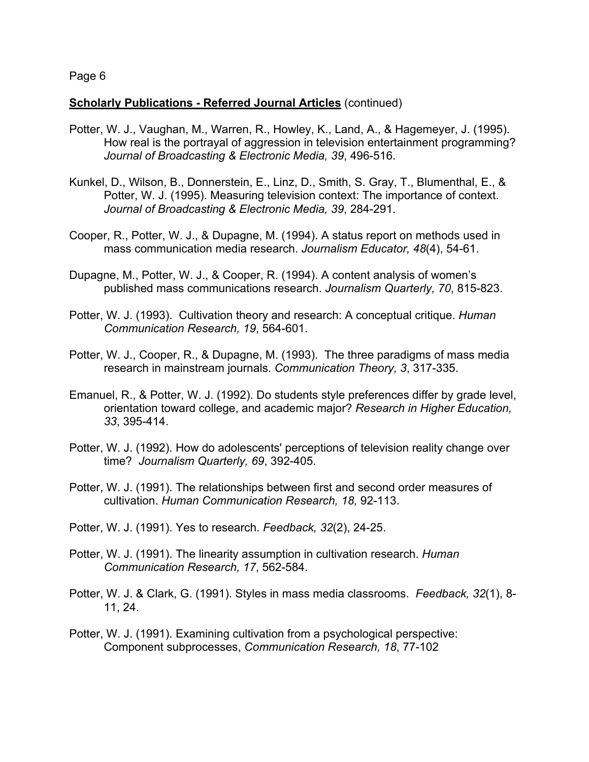**Scholarly Publications - Referred Journal Articles** (continued)

Potter, W. J., Vaughan, M., Warren, R., Howley, K., Land, A., & Hagemeyer, J. (1995). How real is the portrayal of aggression in television entertainment programming? *Journal of Broadcasting & Electronic Media, 39*, 496-516.

Kunkel, D., Wilson, B., Donnerstein, E., Linz, D., Smith, S. Gray, T., Blumenthal, E., & Potter, W. J. (1995). Measuring television context: The importance of context. *Journal of Broadcasting & Electronic Media, 39*, 284-291.

Cooper, R., Potter, W. J., & Dupagne, M. (1994). A status report on methods used in mass communication media research. *Journalism Educator, 48*(4), 54-61.

Dupagne, M., Potter, W. J., & Cooper, R. (1994). A content analysis of women's published mass communications research. *Journalism Quarterly, 70*, 815-823.

Potter, W. J. (1993). Cultivation theory and research: A conceptual critique. *Human Communication Research, 19*, 564-601.

Potter, W. J., Cooper, R., & Dupagne, M. (1993). The three paradigms of mass media research in mainstream journals. *Communication Theory, 3*, 317-335.

Emanuel, R., & Potter, W. J. (1992). Do students style preferences differ by grade level, orientation toward college, and academic major? *Research in Higher Education, 33*, 395-414.

Potter, W. J. (1992). How do adolescents' perceptions of television reality change over time? *Journalism Quarterly, 69*, 392-405.

Potter, W. J. (1991). The relationships between first and second order measures of cultivation. *Human Communication Research, 18,* 92-113.

Potter, W. J. (1991). Yes to research. *Feedback, 32*(2), 24-25.

Potter, W. J. (1991). The linearity assumption in cultivation research. *Human Communication Research, 17*, 562-584.

Potter, W. J. & Clark, G. (1991). Styles in mass media classrooms. *Feedback, 32*(1), 8-11, 24.

Potter, W. J. (1991). Examining cultivation from a psychological perspective: Component subprocesses, *Communication Research, 18*, 77-102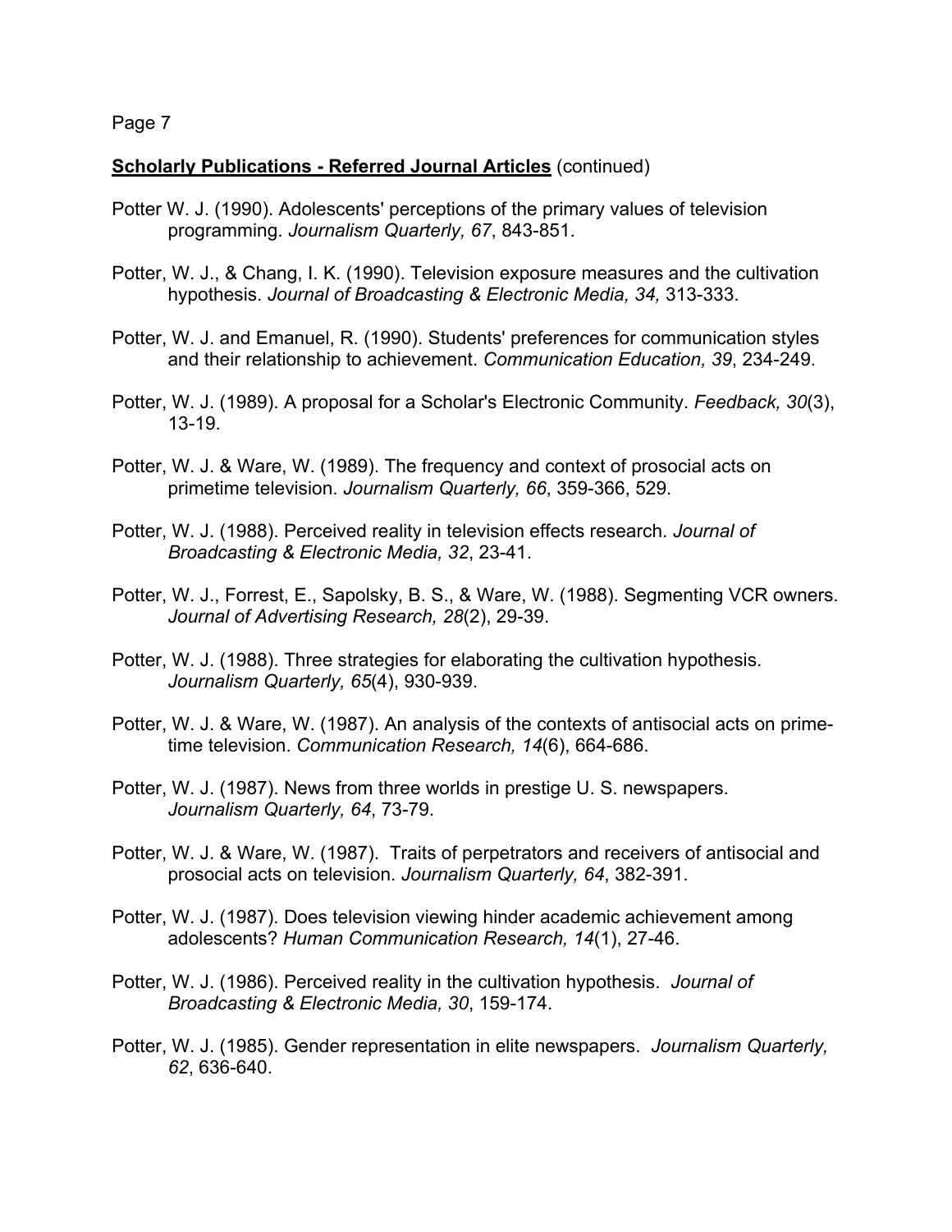**Scholarly Publications - Referred Journal Articles** (continued)

Potter W. J. (1990). Adolescents' perceptions of the primary values of television programming. *Journalism Quarterly, 67*, 843-851.

Potter, W. J., & Chang, I. K. (1990). Television exposure measures and the cultivation hypothesis. *Journal of Broadcasting & Electronic Media, 34,* 313-333.

Potter, W. J. and Emanuel, R. (1990). Students' preferences for communication styles and their relationship to achievement. *Communication Education, 39*, 234-249.

Potter, W. J. (1989). A proposal for a Scholar's Electronic Community. *Feedback, 30*(3), 13-19.

Potter, W. J. & Ware, W. (1989). The frequency and context of prosocial acts on primetime television. *Journalism Quarterly, 66*, 359-366, 529.

Potter, W. J. (1988). Perceived reality in television effects research. *Journal of Broadcasting & Electronic Media, 32*, 23-41.

Potter, W. J., Forrest, E., Sapolsky, B. S., & Ware, W. (1988). Segmenting VCR owners. *Journal of Advertising Research, 28*(2), 29-39.

Potter, W. J. (1988). Three strategies for elaborating the cultivation hypothesis. *Journalism Quarterly, 65*(4), 930-939.

Potter, W. J. & Ware, W. (1987). An analysis of the contexts of antisocial acts on prime-time television. *Communication Research, 14*(6), 664-686.

Potter, W. J. (1987). News from three worlds in prestige U. S. newspapers. *Journalism Quarterly, 64*, 73-79.

Potter, W. J. & Ware, W. (1987). Traits of perpetrators and receivers of antisocial and prosocial acts on television. *Journalism Quarterly, 64*, 382-391.

Potter, W. J. (1987). Does television viewing hinder academic achievement among adolescents? *Human Communication Research, 14*(1), 27-46.

Potter, W. J. (1986). Perceived reality in the cultivation hypothesis. *Journal of Broadcasting & Electronic Media, 30*, 159-174.

Potter, W. J. (1985). Gender representation in elite newspapers. *Journalism Quarterly, 62*, 636-640.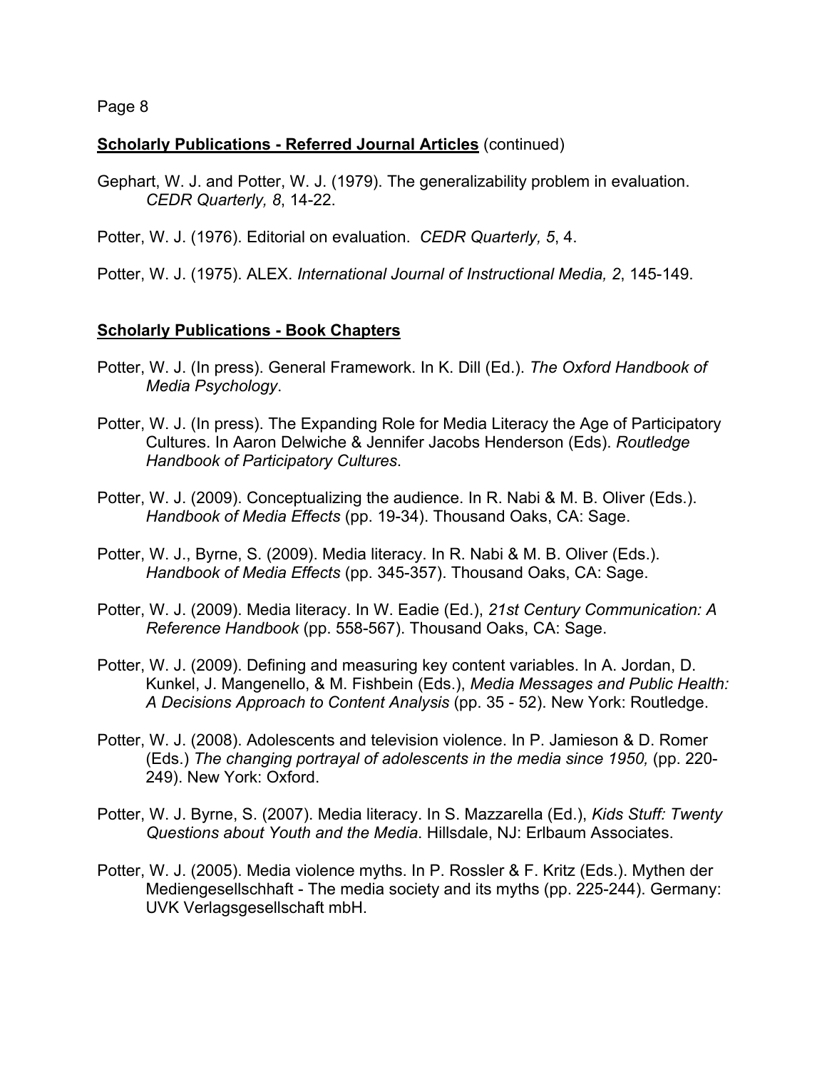**Scholarly Publications - Referred Journal Articles** (continued)

Gephart, W. J. and Potter, W. J. (1979). The generalizability problem in evaluation. *CEDR Quarterly, 8*, 14-22.

Potter, W. J. (1976). Editorial on evaluation. *CEDR Quarterly, 5*, 4.

Potter, W. J. (1975). ALEX. *International Journal of Instructional Media, 2*, 145-149.

**Scholarly Publications - Book Chapters**

Potter, W. J. (In press). General Framework. In K. Dill (Ed.). *The Oxford Handbook of Media Psychology*.

Potter, W. J. (In press). The Expanding Role for Media Literacy the Age of Participatory Cultures. In Aaron Delwiche & Jennifer Jacobs Henderson (Eds). *Routledge Handbook of Participatory Cultures*.

Potter, W. J. (2009). Conceptualizing the audience. In R. Nabi & M. B. Oliver (Eds.). *Handbook of Media Effects* (pp. 19-34). Thousand Oaks, CA: Sage.

Potter, W. J., Byrne, S. (2009). Media literacy. In R. Nabi & M. B. Oliver (Eds.). *Handbook of Media Effects* (pp. 345-357). Thousand Oaks, CA: Sage.

Potter, W. J. (2009). Media literacy. In W. Eadie (Ed.), *21st Century Communication: A Reference Handbook* (pp. 558-567). Thousand Oaks, CA: Sage.

Potter, W. J. (2009). Defining and measuring key content variables. In A. Jordan, D. Kunkel, J. Mangenello, & M. Fishbein (Eds.), *Media Messages and Public Health: A Decisions Approach to Content Analysis* (pp. 35 - 52). New York: Routledge.

Potter, W. J. (2008). Adolescents and television violence. In P. Jamieson & D. Romer (Eds.) *The changing portrayal of adolescents in the media since 1950,* (pp. 220-249). New York: Oxford.

Potter, W. J. Byrne, S. (2007). Media literacy. In S. Mazzarella (Ed.), *Kids Stuff: Twenty Questions about Youth and the Media*. Hillsdale, NJ: Erlbaum Associates.

Potter, W. J. (2005). Media violence myths. In P. Rossler & F. Kritz (Eds.). Mythen der Mediengesellschhaft - The media society and its myths (pp. 225-244). Germany: UVK Verlagsgesellschaft mbH.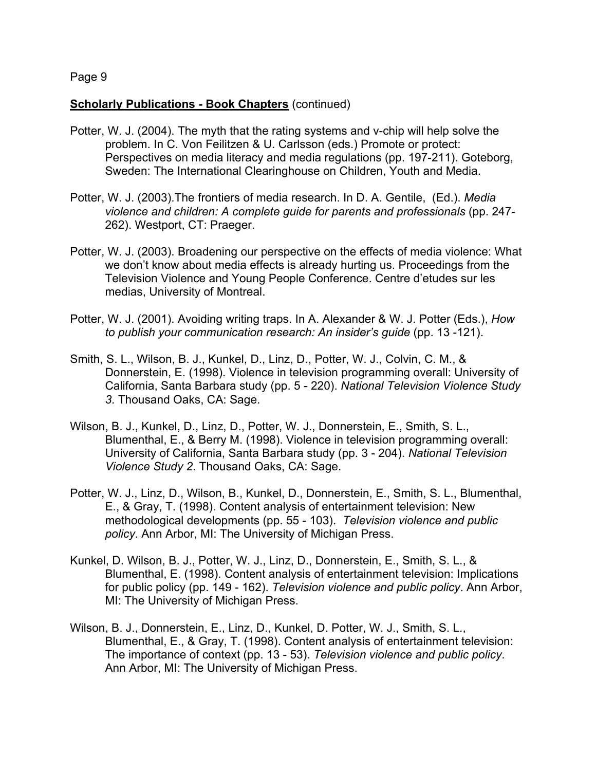**Scholarly Publications - Book Chapters** (continued)

Potter, W. J. (2004). The myth that the rating systems and v-chip will help solve the problem. In C. Von Feilitzen & U. Carlsson (eds.) Promote or protect: Perspectives on media literacy and media regulations (pp. 197-211). Goteborg, Sweden: The International Clearinghouse on Children, Youth and Media.

Potter, W. J. (2003).The frontiers of media research. In D. A. Gentile, (Ed.). *Media violence and children: A complete guide for parents and professionals* (pp. 247-262). Westport, CT: Praeger.

Potter, W. J. (2003). Broadening our perspective on the effects of media violence: What we don't know about media effects is already hurting us. Proceedings from the Television Violence and Young People Conference. Centre d'etudes sur les medias, University of Montreal.

Potter, W. J. (2001). Avoiding writing traps. In A. Alexander & W. J. Potter (Eds.), *How to publish your communication research: An insider's guide* (pp. 13 -121).

Smith, S. L., Wilson, B. J., Kunkel, D., Linz, D., Potter, W. J., Colvin, C. M., & Donnerstein, E. (1998). Violence in television programming overall: University of California, Santa Barbara study (pp. 5 - 220). *National Television Violence Study 3*. Thousand Oaks, CA: Sage.

Wilson, B. J., Kunkel, D., Linz, D., Potter, W. J., Donnerstein, E., Smith, S. L., Blumenthal, E., & Berry M. (1998). Violence in television programming overall: University of California, Santa Barbara study (pp. 3 - 204). *National Television Violence Study 2*. Thousand Oaks, CA: Sage.

Potter, W. J., Linz, D., Wilson, B., Kunkel, D., Donnerstein, E., Smith, S. L., Blumenthal, E., & Gray, T. (1998). Content analysis of entertainment television: New methodological developments (pp. 55 - 103). *Television violence and public policy*. Ann Arbor, MI: The University of Michigan Press.

Kunkel, D. Wilson, B. J., Potter, W. J., Linz, D., Donnerstein, E., Smith, S. L., & Blumenthal, E. (1998). Content analysis of entertainment television: Implications for public policy (pp. 149 - 162). *Television violence and public policy*. Ann Arbor, MI: The University of Michigan Press.

Wilson, B. J., Donnerstein, E., Linz, D., Kunkel, D. Potter, W. J., Smith, S. L., Blumenthal, E., & Gray, T. (1998). Content analysis of entertainment television: The importance of context (pp. 13 - 53). *Television violence and public policy*. Ann Arbor, MI: The University of Michigan Press.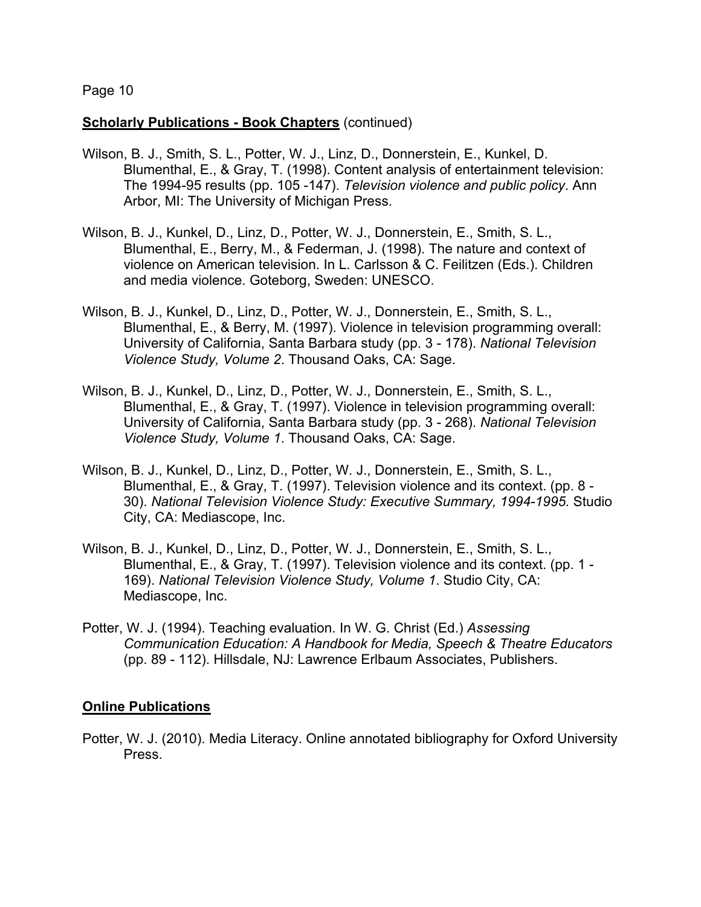**Scholarly Publications - Book Chapters** (continued)

Wilson, B. J., Smith, S. L., Potter, W. J., Linz, D., Donnerstein, E., Kunkel, D. Blumenthal, E., & Gray, T. (1998). Content analysis of entertainment television: The 1994-95 results (pp. 105 -147). *Television violence and public policy*. Ann Arbor, MI: The University of Michigan Press.

Wilson, B. J., Kunkel, D., Linz, D., Potter, W. J., Donnerstein, E., Smith, S. L., Blumenthal, E., Berry, M., & Federman, J. (1998). The nature and context of violence on American television. In L. Carlsson & C. Feilitzen (Eds.). Children and media violence. Goteborg, Sweden: UNESCO.

Wilson, B. J., Kunkel, D., Linz, D., Potter, W. J., Donnerstein, E., Smith, S. L., Blumenthal, E., & Berry, M. (1997). Violence in television programming overall: University of California, Santa Barbara study (pp. 3 - 178). *National Television Violence Study, Volume 2*. Thousand Oaks, CA: Sage.

Wilson, B. J., Kunkel, D., Linz, D., Potter, W. J., Donnerstein, E., Smith, S. L., Blumenthal, E., & Gray, T. (1997). Violence in television programming overall: University of California, Santa Barbara study (pp. 3 - 268). *National Television Violence Study, Volume 1*. Thousand Oaks, CA: Sage.

Wilson, B. J., Kunkel, D., Linz, D., Potter, W. J., Donnerstein, E., Smith, S. L., Blumenthal, E., & Gray, T. (1997). Television violence and its context. (pp. 8 - 30). *National Television Violence Study: Executive Summary, 1994-1995.* Studio City, CA: Mediascope, Inc.

Wilson, B. J., Kunkel, D., Linz, D., Potter, W. J., Donnerstein, E., Smith, S. L., Blumenthal, E., & Gray, T. (1997). Television violence and its context. (pp. 1 - 169). *National Television Violence Study, Volume 1*. Studio City, CA: Mediascope, Inc.

Potter, W. J. (1994). Teaching evaluation. In W. G. Christ (Ed.) *Assessing Communication Education: A Handbook for Media, Speech & Theatre Educators* (pp. 89 - 112). Hillsdale, NJ: Lawrence Erlbaum Associates, Publishers.

**Online Publications**

Potter, W. J. (2010). Media Literacy. Online annotated bibliography for Oxford University Press.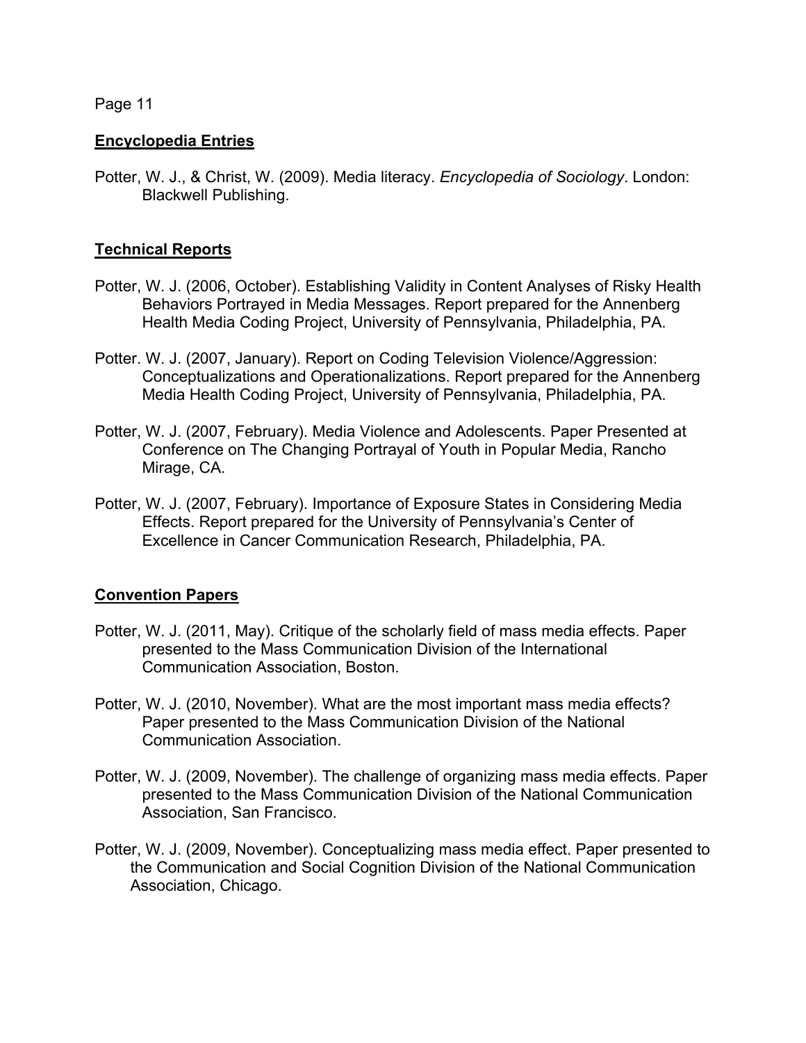## Encyclopedia Entries

Potter, W. J., & Christ, W. (2009). Media literacy. *Encyclopedia of Sociology*. London: Blackwell Publishing.

## Technical Reports

Potter, W. J. (2006, October). Establishing Validity in Content Analyses of Risky Health Behaviors Portrayed in Media Messages. Report prepared for the Annenberg Health Media Coding Project, University of Pennsylvania, Philadelphia, PA.

Potter. W. J. (2007, January). Report on Coding Television Violence/Aggression: Conceptualizations and Operationalizations. Report prepared for the Annenberg Media Health Coding Project, University of Pennsylvania, Philadelphia, PA.

Potter, W. J. (2007, February). Media Violence and Adolescents. Paper Presented at Conference on The Changing Portrayal of Youth in Popular Media, Rancho Mirage, CA.

Potter, W. J. (2007, February). Importance of Exposure States in Considering Media Effects. Report prepared for the University of Pennsylvania's Center of Excellence in Cancer Communication Research, Philadelphia, PA.

## Convention Papers

Potter, W. J. (2011, May). Critique of the scholarly field of mass media effects. Paper presented to the Mass Communication Division of the International Communication Association, Boston.

Potter, W. J. (2010, November). What are the most important mass media effects? Paper presented to the Mass Communication Division of the National Communication Association.

Potter, W. J. (2009, November). The challenge of organizing mass media effects. Paper presented to the Mass Communication Division of the National Communication Association, San Francisco.

Potter, W. J. (2009, November). Conceptualizing mass media effect. Paper presented to the Communication and Social Cognition Division of the National Communication Association, Chicago.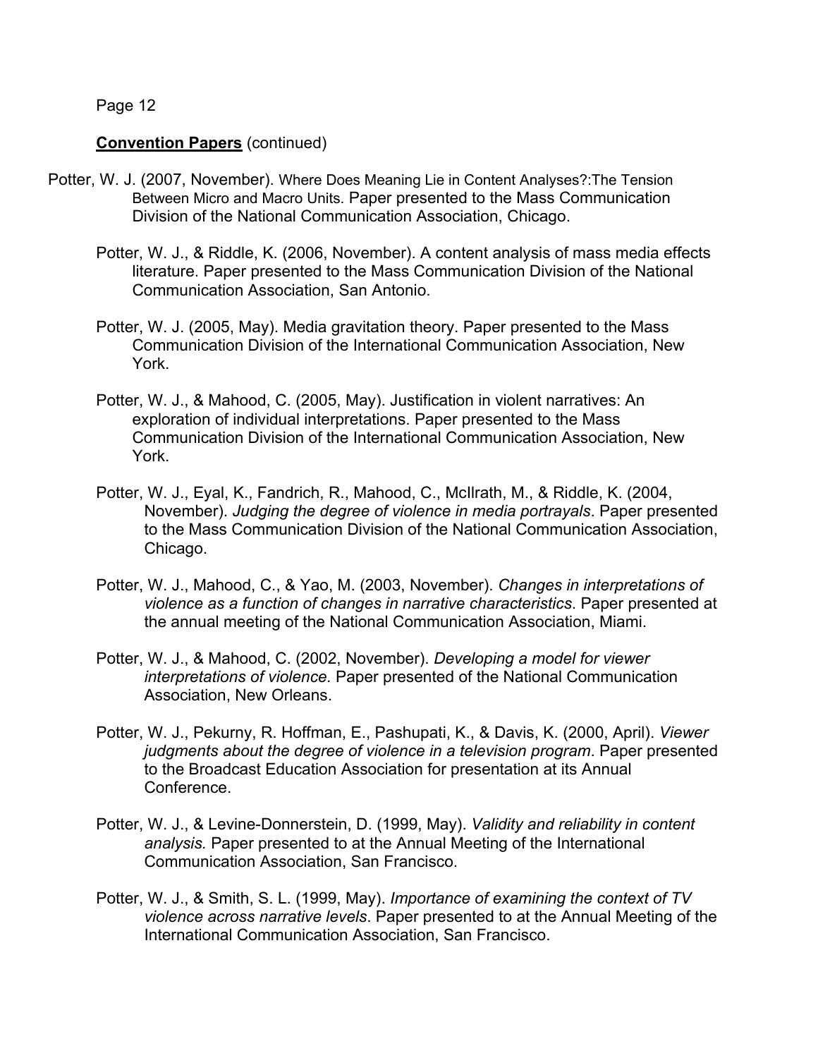**Convention Papers** (continued)

Potter, W. J. (2007, November). Where Does Meaning Lie in Content Analyses?:The Tension Between Micro and Macro Units. Paper presented to the Mass Communication Division of the National Communication Association, Chicago.

Potter, W. J., & Riddle, K. (2006, November). A content analysis of mass media effects literature. Paper presented to the Mass Communication Division of the National Communication Association, San Antonio.

Potter, W. J. (2005, May). Media gravitation theory. Paper presented to the Mass Communication Division of the International Communication Association, New York.

Potter, W. J., & Mahood, C. (2005, May). Justification in violent narratives: An exploration of individual interpretations. Paper presented to the Mass Communication Division of the International Communication Association, New York.

Potter, W. J., Eyal, K., Fandrich, R., Mahood, C., McIlrath, M., & Riddle, K. (2004, November). *Judging the degree of violence in media portrayals*. Paper presented to the Mass Communication Division of the National Communication Association, Chicago.

Potter, W. J., Mahood, C., & Yao, M. (2003, November). *Changes in interpretations of violence as a function of changes in narrative characteristics*. Paper presented at the annual meeting of the National Communication Association, Miami.

Potter, W. J., & Mahood, C. (2002, November). *Developing a model for viewer interpretations of violence.* Paper presented of the National Communication Association, New Orleans.

Potter, W. J., Pekurny, R. Hoffman, E., Pashupati, K., & Davis, K. (2000, April). *Viewer judgments about the degree of violence in a television program*. Paper presented to the Broadcast Education Association for presentation at its Annual Conference.

Potter, W. J., & Levine-Donnerstein, D. (1999, May). *Validity and reliability in content analysis.* Paper presented to at the Annual Meeting of the International Communication Association, San Francisco.

Potter, W. J., & Smith, S. L. (1999, May). *Importance of examining the context of TV violence across narrative levels*. Paper presented to at the Annual Meeting of the International Communication Association, San Francisco.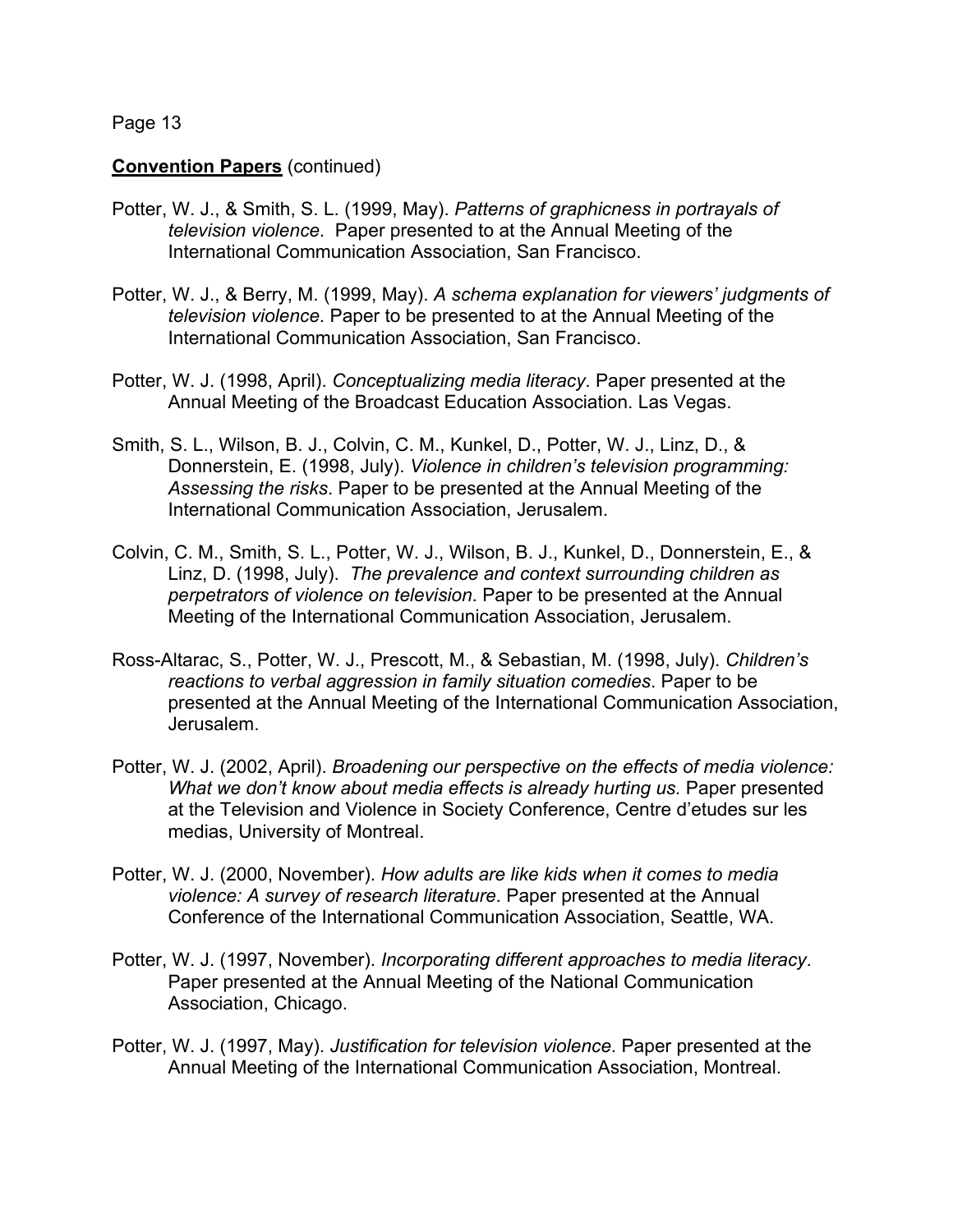**Convention Papers** (continued)

Potter, W. J., & Smith, S. L. (1999, May). *Patterns of graphicness in portrayals of television violence*. Paper presented to at the Annual Meeting of the International Communication Association, San Francisco.

Potter, W. J., & Berry, M. (1999, May). *A schema explanation for viewers' judgments of television violence*. Paper to be presented to at the Annual Meeting of the International Communication Association, San Francisco.

Potter, W. J. (1998, April). *Conceptualizing media literacy*. Paper presented at the Annual Meeting of the Broadcast Education Association. Las Vegas.

Smith, S. L., Wilson, B. J., Colvin, C. M., Kunkel, D., Potter, W. J., Linz, D., & Donnerstein, E. (1998, July). *Violence in children's television programming: Assessing the risks*. Paper to be presented at the Annual Meeting of the International Communication Association, Jerusalem.

Colvin, C. M., Smith, S. L., Potter, W. J., Wilson, B. J., Kunkel, D., Donnerstein, E., & Linz, D. (1998, July). *The prevalence and context surrounding children as perpetrators of violence on television*. Paper to be presented at the Annual Meeting of the International Communication Association, Jerusalem.

Ross-Altarac, S., Potter, W. J., Prescott, M., & Sebastian, M. (1998, July). *Children's reactions to verbal aggression in family situation comedies*. Paper to be presented at the Annual Meeting of the International Communication Association, Jerusalem.

Potter, W. J. (2002, April). *Broadening our perspective on the effects of media violence: What we don't know about media effects is already hurting us.* Paper presented at the Television and Violence in Society Conference, Centre d'etudes sur les medias, University of Montreal.

Potter, W. J. (2000, November). *How adults are like kids when it comes to media violence: A survey of research literature*. Paper presented at the Annual Conference of the International Communication Association, Seattle, WA.

Potter, W. J. (1997, November). *Incorporating different approaches to media literacy*. Paper presented at the Annual Meeting of the National Communication Association, Chicago.

Potter, W. J. (1997, May). *Justification for television violence*. Paper presented at the Annual Meeting of the International Communication Association, Montreal.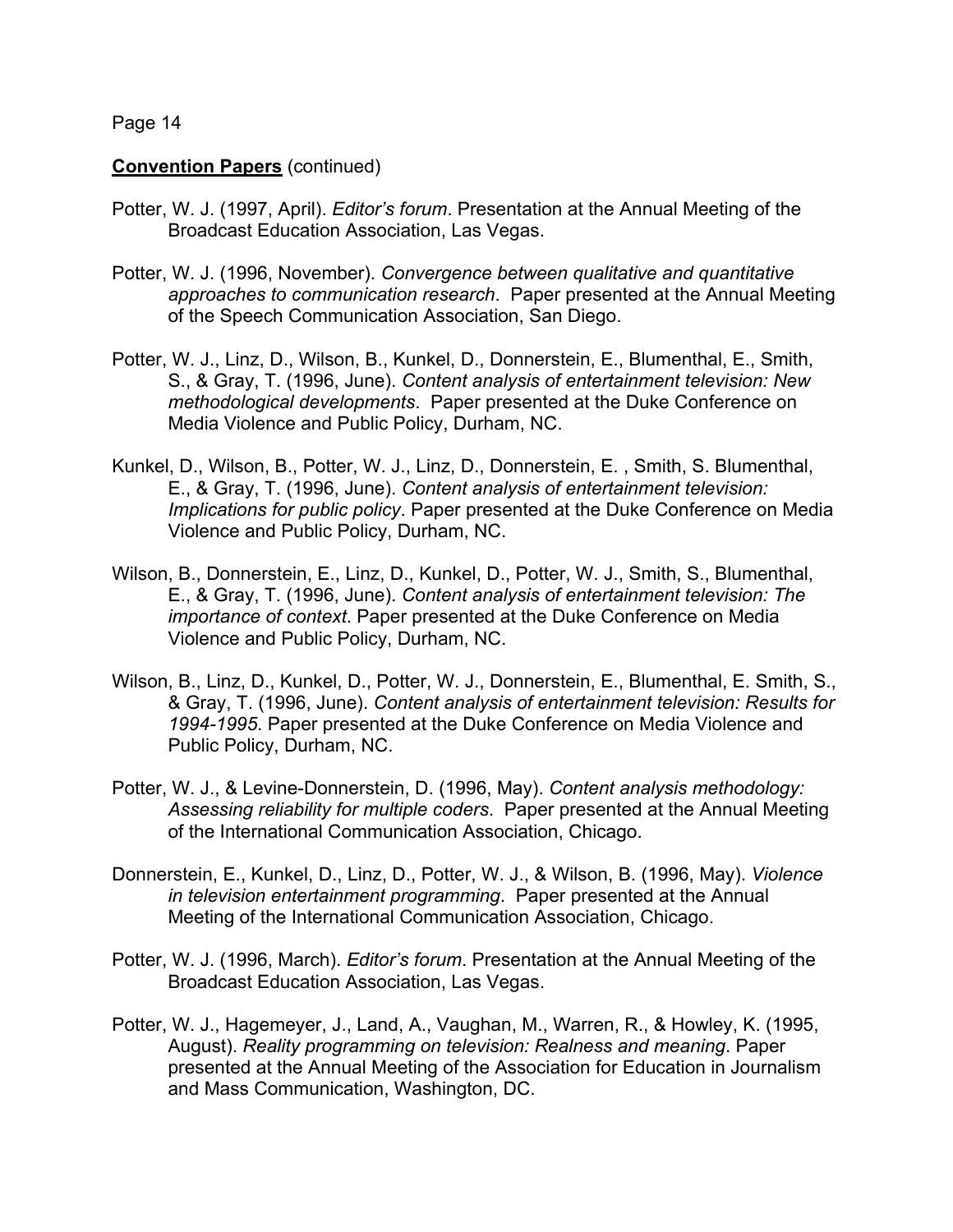**Convention Papers** (continued)

Potter, W. J. (1997, April). *Editor's forum*. Presentation at the Annual Meeting of the Broadcast Education Association, Las Vegas.

Potter, W. J. (1996, November). *Convergence between qualitative and quantitative approaches to communication research*. Paper presented at the Annual Meeting of the Speech Communication Association, San Diego.

Potter, W. J., Linz, D., Wilson, B., Kunkel, D., Donnerstein, E., Blumenthal, E., Smith, S., & Gray, T. (1996, June). *Content analysis of entertainment television: New methodological developments*. Paper presented at the Duke Conference on Media Violence and Public Policy, Durham, NC.

Kunkel, D., Wilson, B., Potter, W. J., Linz, D., Donnerstein, E. , Smith, S. Blumenthal, E., & Gray, T. (1996, June). *Content analysis of entertainment television: Implications for public policy*. Paper presented at the Duke Conference on Media Violence and Public Policy, Durham, NC.

Wilson, B., Donnerstein, E., Linz, D., Kunkel, D., Potter, W. J., Smith, S., Blumenthal, E., & Gray, T. (1996, June). *Content analysis of entertainment television: The importance of context*. Paper presented at the Duke Conference on Media Violence and Public Policy, Durham, NC.

Wilson, B., Linz, D., Kunkel, D., Potter, W. J., Donnerstein, E., Blumenthal, E. Smith, S., & Gray, T. (1996, June). *Content analysis of entertainment television: Results for 1994-1995*. Paper presented at the Duke Conference on Media Violence and Public Policy, Durham, NC.

Potter, W. J., & Levine-Donnerstein, D. (1996, May). *Content analysis methodology: Assessing reliability for multiple coders*. Paper presented at the Annual Meeting of the International Communication Association, Chicago.

Donnerstein, E., Kunkel, D., Linz, D., Potter, W. J., & Wilson, B. (1996, May). *Violence in television entertainment programming*. Paper presented at the Annual Meeting of the International Communication Association, Chicago.

Potter, W. J. (1996, March). *Editor's forum*. Presentation at the Annual Meeting of the Broadcast Education Association, Las Vegas.

Potter, W. J., Hagemeyer, J., Land, A., Vaughan, M., Warren, R., & Howley, K. (1995, August). *Reality programming on television: Realness and meaning*. Paper presented at the Annual Meeting of the Association for Education in Journalism and Mass Communication, Washington, DC.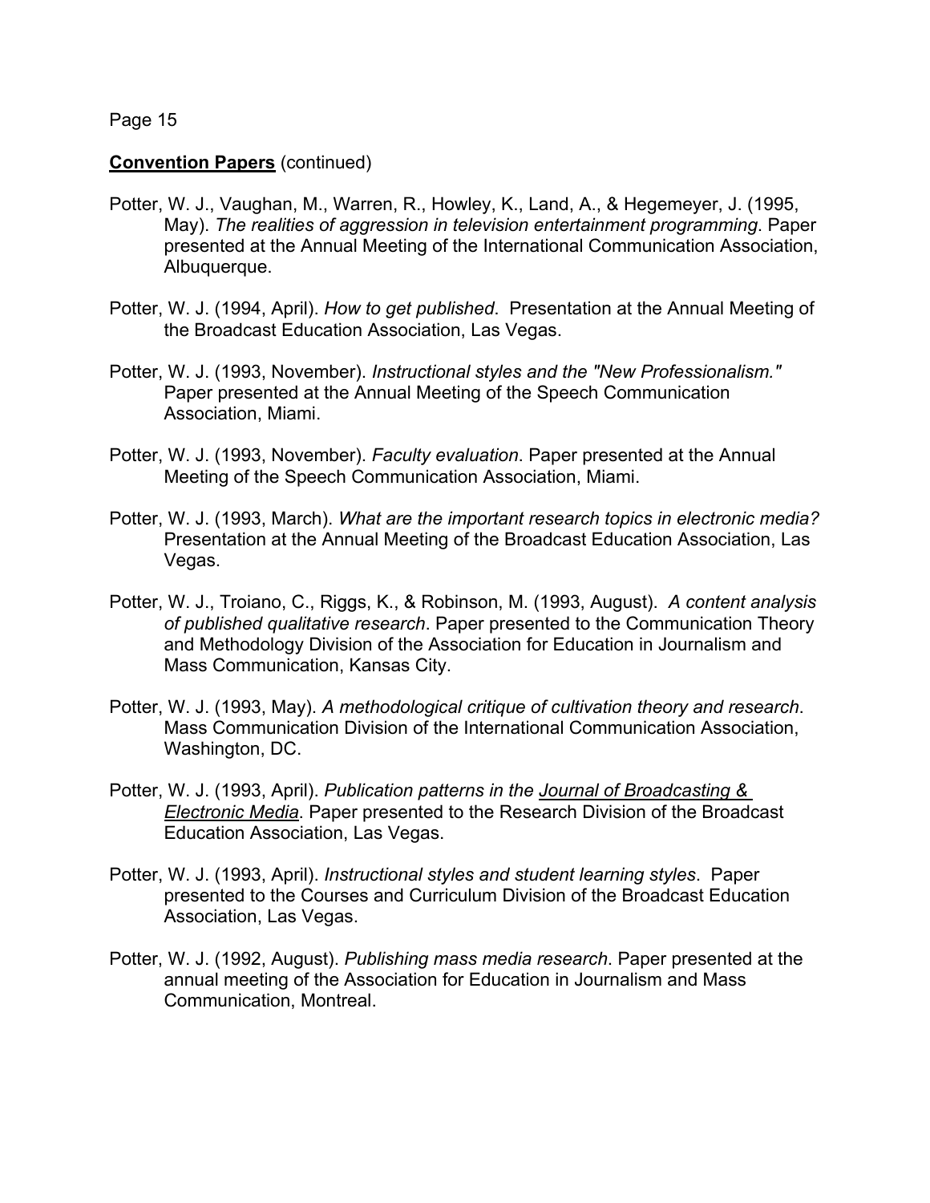**<u>Convention Papers</u>** (continued)

Potter, W. J., Vaughan, M., Warren, R., Howley, K., Land, A., & Hegemeyer, J. (1995, May). *The realities of aggression in television entertainment programming*. Paper presented at the Annual Meeting of the International Communication Association, Albuquerque.

Potter, W. J. (1994, April). *How to get published*. Presentation at the Annual Meeting of the Broadcast Education Association, Las Vegas.

Potter, W. J. (1993, November). *Instructional styles and the "New Professionalism."* Paper presented at the Annual Meeting of the Speech Communication Association, Miami.

Potter, W. J. (1993, November). *Faculty evaluation*. Paper presented at the Annual Meeting of the Speech Communication Association, Miami.

Potter, W. J. (1993, March). *What are the important research topics in electronic media?* Presentation at the Annual Meeting of the Broadcast Education Association, Las Vegas.

Potter, W. J., Troiano, C., Riggs, K., & Robinson, M. (1993, August). *A content analysis of published qualitative research*. Paper presented to the Communication Theory and Methodology Division of the Association for Education in Journalism and Mass Communication, Kansas City.

Potter, W. J. (1993, May). *A methodological critique of cultivation theory and research*. Mass Communication Division of the International Communication Association, Washington, DC.

Potter, W. J. (1993, April). *Publication patterns in the <u>Journal of Broadcasting & Electronic Media</u>*. Paper presented to the Research Division of the Broadcast Education Association, Las Vegas.

Potter, W. J. (1993, April). *Instructional styles and student learning styles*. Paper presented to the Courses and Curriculum Division of the Broadcast Education Association, Las Vegas.

Potter, W. J. (1992, August). *Publishing mass media research*. Paper presented at the annual meeting of the Association for Education in Journalism and Mass Communication, Montreal.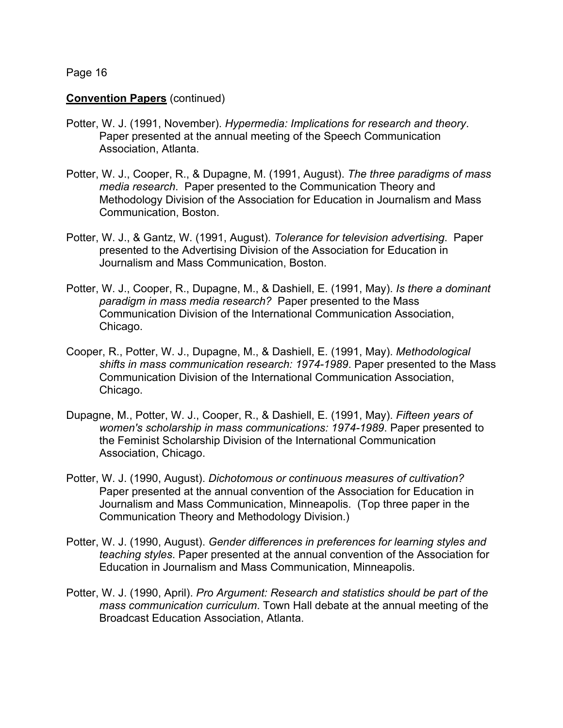**Convention Papers** (continued)

Potter, W. J. (1991, November). *Hypermedia: Implications for research and theory*. Paper presented at the annual meeting of the Speech Communication Association, Atlanta.

Potter, W. J., Cooper, R., & Dupagne, M. (1991, August). *The three paradigms of mass media research*. Paper presented to the Communication Theory and Methodology Division of the Association for Education in Journalism and Mass Communication, Boston.

Potter, W. J., & Gantz, W. (1991, August). *Tolerance for television advertising*. Paper presented to the Advertising Division of the Association for Education in Journalism and Mass Communication, Boston.

Potter, W. J., Cooper, R., Dupagne, M., & Dashiell, E. (1991, May). *Is there a dominant paradigm in mass media research?* Paper presented to the Mass Communication Division of the International Communication Association, Chicago.

Cooper, R., Potter, W. J., Dupagne, M., & Dashiell, E. (1991, May). *Methodological shifts in mass communication research: 1974-1989*. Paper presented to the Mass Communication Division of the International Communication Association, Chicago.

Dupagne, M., Potter, W. J., Cooper, R., & Dashiell, E. (1991, May). *Fifteen years of women's scholarship in mass communications: 1974-1989*. Paper presented to the Feminist Scholarship Division of the International Communication Association, Chicago.

Potter, W. J. (1990, August). *Dichotomous or continuous measures of cultivation?* Paper presented at the annual convention of the Association for Education in Journalism and Mass Communication, Minneapolis. (Top three paper in the Communication Theory and Methodology Division.)

Potter, W. J. (1990, August). *Gender differences in preferences for learning styles and teaching styles*. Paper presented at the annual convention of the Association for Education in Journalism and Mass Communication, Minneapolis.

Potter, W. J. (1990, April). *Pro Argument: Research and statistics should be part of the mass communication curriculum*. Town Hall debate at the annual meeting of the Broadcast Education Association, Atlanta.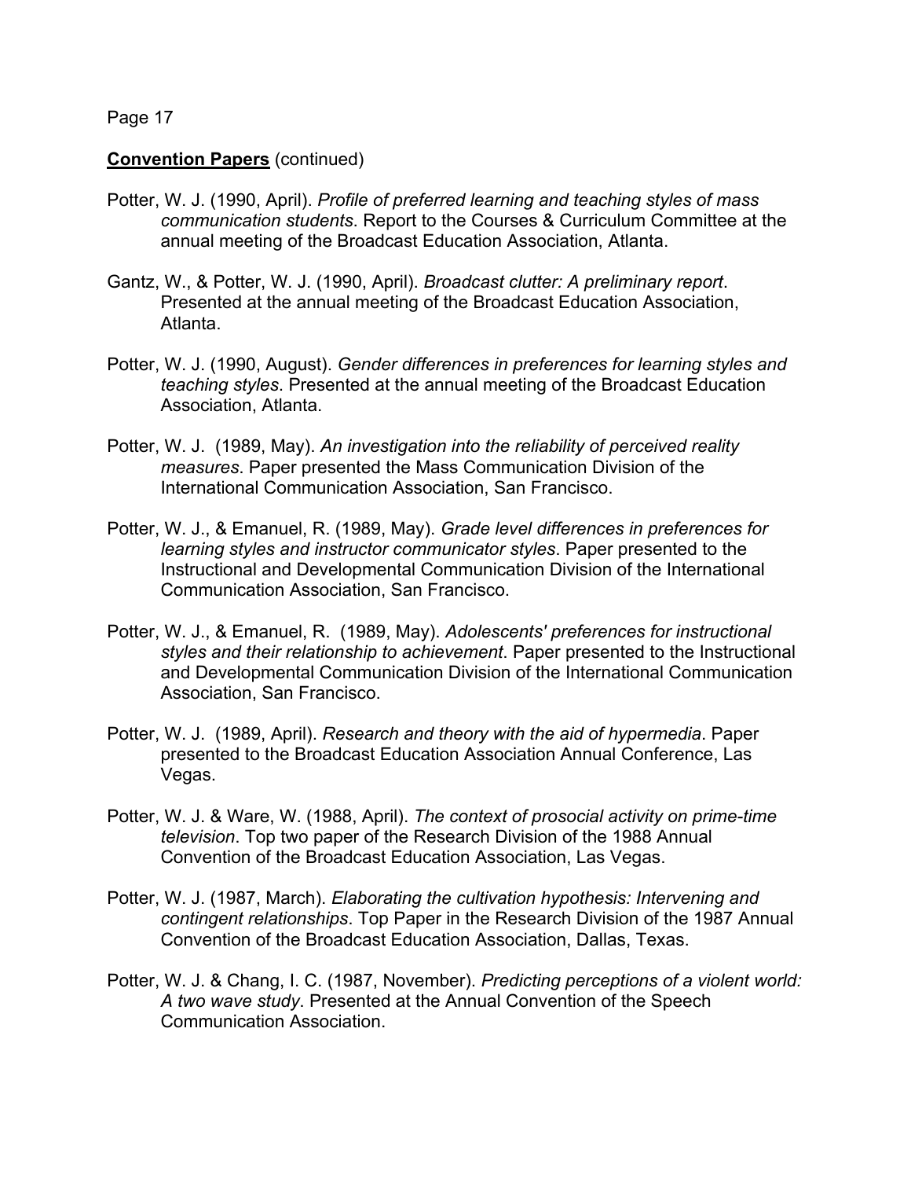**Convention Papers** (continued)

Potter, W. J. (1990, April). *Profile of preferred learning and teaching styles of mass communication students*. Report to the Courses & Curriculum Committee at the annual meeting of the Broadcast Education Association, Atlanta.

Gantz, W., & Potter, W. J. (1990, April). *Broadcast clutter: A preliminary report*. Presented at the annual meeting of the Broadcast Education Association, Atlanta.

Potter, W. J. (1990, August). *Gender differences in preferences for learning styles and teaching styles*. Presented at the annual meeting of the Broadcast Education Association, Atlanta.

Potter, W. J. (1989, May). *An investigation into the reliability of perceived reality measures*. Paper presented the Mass Communication Division of the International Communication Association, San Francisco.

Potter, W. J., & Emanuel, R. (1989, May). *Grade level differences in preferences for learning styles and instructor communicator styles*. Paper presented to the Instructional and Developmental Communication Division of the International Communication Association, San Francisco.

Potter, W. J., & Emanuel, R. (1989, May). *Adolescents' preferences for instructional styles and their relationship to achievement*. Paper presented to the Instructional and Developmental Communication Division of the International Communication Association, San Francisco.

Potter, W. J. (1989, April). *Research and theory with the aid of hypermedia*. Paper presented to the Broadcast Education Association Annual Conference, Las Vegas.

Potter, W. J. & Ware, W. (1988, April). *The context of prosocial activity on prime-time television*. Top two paper of the Research Division of the 1988 Annual Convention of the Broadcast Education Association, Las Vegas.

Potter, W. J. (1987, March). *Elaborating the cultivation hypothesis: Intervening and contingent relationships*. Top Paper in the Research Division of the 1987 Annual Convention of the Broadcast Education Association, Dallas, Texas.

Potter, W. J. & Chang, I. C. (1987, November). *Predicting perceptions of a violent world: A two wave study*. Presented at the Annual Convention of the Speech Communication Association.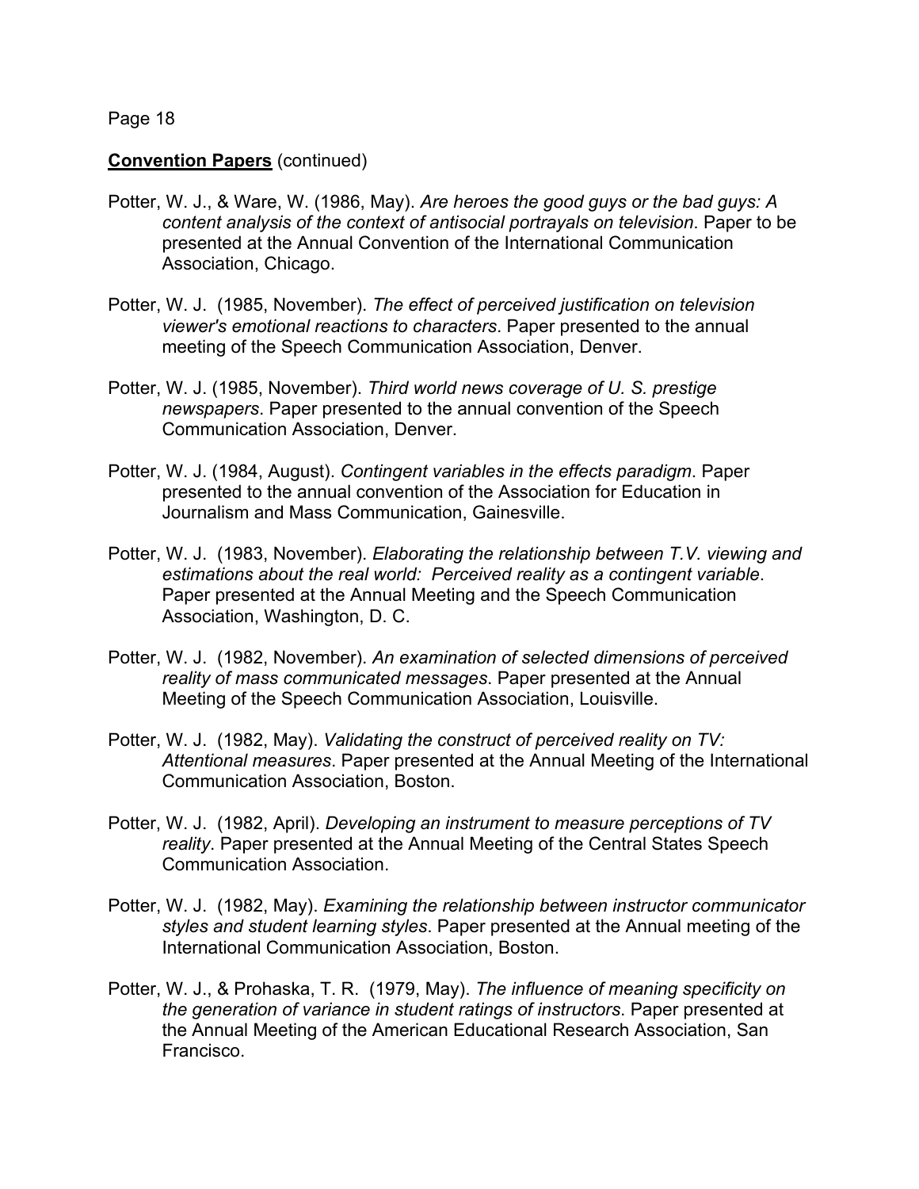**Convention Papers** (continued)

Potter, W. J., & Ware, W. (1986, May). *Are heroes the good guys or the bad guys: A content analysis of the context of antisocial portrayals on television*. Paper to be presented at the Annual Convention of the International Communication Association, Chicago.

Potter, W. J. (1985, November). *The effect of perceived justification on television viewer's emotional reactions to characters*. Paper presented to the annual meeting of the Speech Communication Association, Denver.

Potter, W. J. (1985, November). *Third world news coverage of U. S. prestige newspapers*. Paper presented to the annual convention of the Speech Communication Association, Denver.

Potter, W. J. (1984, August). *Contingent variables in the effects paradigm*. Paper presented to the annual convention of the Association for Education in Journalism and Mass Communication, Gainesville.

Potter, W. J. (1983, November). *Elaborating the relationship between T.V. viewing and estimations about the real world: Perceived reality as a contingent variable*. Paper presented at the Annual Meeting and the Speech Communication Association, Washington, D. C.

Potter, W. J. (1982, November). *An examination of selected dimensions of perceived reality of mass communicated messages*. Paper presented at the Annual Meeting of the Speech Communication Association, Louisville.

Potter, W. J. (1982, May). *Validating the construct of perceived reality on TV: Attentional measures*. Paper presented at the Annual Meeting of the International Communication Association, Boston.

Potter, W. J. (1982, April). *Developing an instrument to measure perceptions of TV reality*. Paper presented at the Annual Meeting of the Central States Speech Communication Association.

Potter, W. J. (1982, May). *Examining the relationship between instructor communicator styles and student learning styles*. Paper presented at the Annual meeting of the International Communication Association, Boston.

Potter, W. J., & Prohaska, T. R. (1979, May). *The influence of meaning specificity on the generation of variance in student ratings of instructors*. Paper presented at the Annual Meeting of the American Educational Research Association, San Francisco.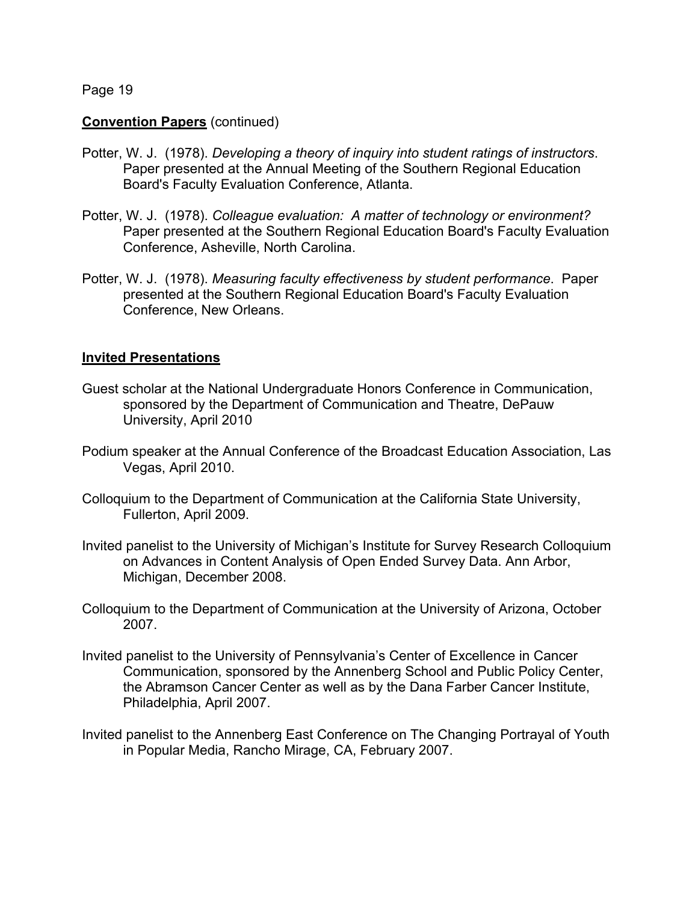**Convention Papers** (continued)

Potter, W. J. (1978). *Developing a theory of inquiry into student ratings of instructors*. Paper presented at the Annual Meeting of the Southern Regional Education Board's Faculty Evaluation Conference, Atlanta.

Potter, W. J. (1978). *Colleague evaluation: A matter of technology or environment?* Paper presented at the Southern Regional Education Board's Faculty Evaluation Conference, Asheville, North Carolina.

Potter, W. J. (1978). *Measuring faculty effectiveness by student performance*. Paper presented at the Southern Regional Education Board's Faculty Evaluation Conference, New Orleans.

**Invited Presentations**

Guest scholar at the National Undergraduate Honors Conference in Communication, sponsored by the Department of Communication and Theatre, DePauw University, April 2010

Podium speaker at the Annual Conference of the Broadcast Education Association, Las Vegas, April 2010.

Colloquium to the Department of Communication at the California State University, Fullerton, April 2009.

Invited panelist to the University of Michigan's Institute for Survey Research Colloquium on Advances in Content Analysis of Open Ended Survey Data. Ann Arbor, Michigan, December 2008.

Colloquium to the Department of Communication at the University of Arizona, October 2007.

Invited panelist to the University of Pennsylvania's Center of Excellence in Cancer Communication, sponsored by the Annenberg School and Public Policy Center, the Abramson Cancer Center as well as by the Dana Farber Cancer Institute, Philadelphia, April 2007.

Invited panelist to the Annenberg East Conference on The Changing Portrayal of Youth in Popular Media, Rancho Mirage, CA, February 2007.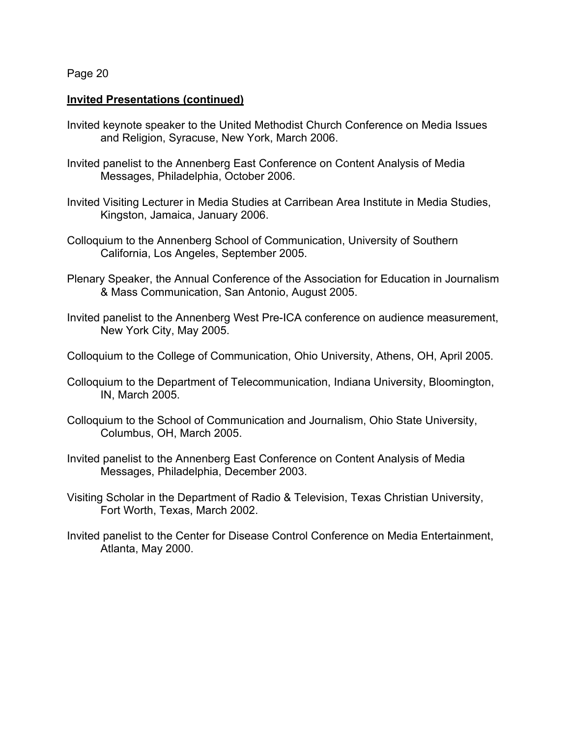**Invited Presentations (continued)**

Invited keynote speaker to the United Methodist Church Conference on Media Issues and Religion, Syracuse, New York, March 2006.

Invited panelist to the Annenberg East Conference on Content Analysis of Media Messages, Philadelphia, October 2006.

Invited Visiting Lecturer in Media Studies at Carribean Area Institute in Media Studies, Kingston, Jamaica, January 2006.

Colloquium to the Annenberg School of Communication, University of Southern California, Los Angeles, September 2005.

Plenary Speaker, the Annual Conference of the Association for Education in Journalism & Mass Communication, San Antonio, August 2005.

Invited panelist to the Annenberg West Pre-ICA conference on audience measurement, New York City, May 2005.

Colloquium to the College of Communication, Ohio University, Athens, OH, April 2005.

Colloquium to the Department of Telecommunication, Indiana University, Bloomington, IN, March 2005.

Colloquium to the School of Communication and Journalism, Ohio State University, Columbus, OH, March 2005.

Invited panelist to the Annenberg East Conference on Content Analysis of Media Messages, Philadelphia, December 2003.

Visiting Scholar in the Department of Radio & Television, Texas Christian University, Fort Worth, Texas, March 2002.

Invited panelist to the Center for Disease Control Conference on Media Entertainment, Atlanta, May 2000.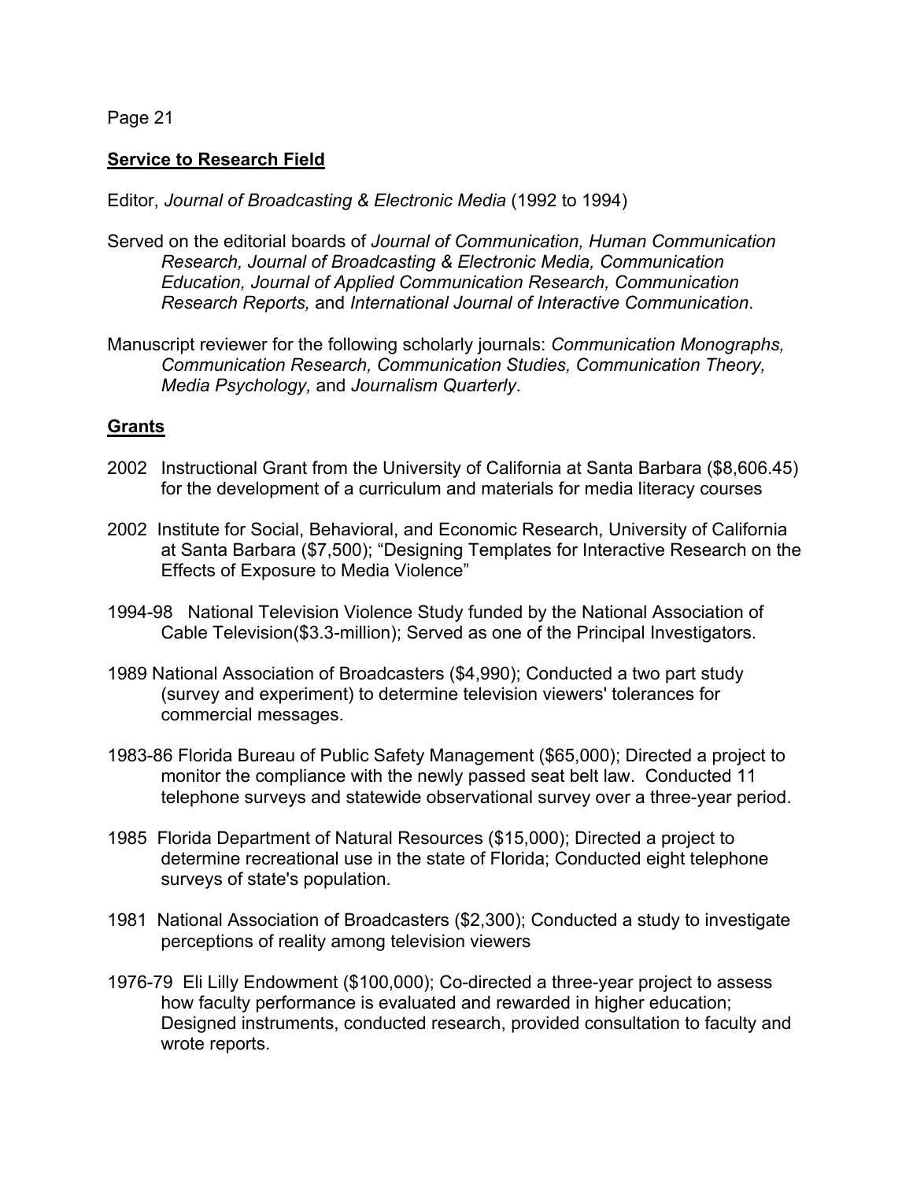## Service to Research Field

Editor, *Journal of Broadcasting & Electronic Media* (1992 to 1994)

Served on the editorial boards of *Journal of Communication, Human Communication Research, Journal of Broadcasting & Electronic Media, Communication Education, Journal of Applied Communication Research, Communication Research Reports,* and *International Journal of Interactive Communication*.

Manuscript reviewer for the following scholarly journals: *Communication Monographs, Communication Research, Communication Studies, Communication Theory, Media Psychology,* and *Journalism Quarterly*.

## Grants

2002 Instructional Grant from the University of California at Santa Barbara ($8,606.45) for the development of a curriculum and materials for media literacy courses

2002 Institute for Social, Behavioral, and Economic Research, University of California at Santa Barbara ($7,500); "Designing Templates for Interactive Research on the Effects of Exposure to Media Violence"

1994-98 National Television Violence Study funded by the National Association of Cable Television($3.3-million); Served as one of the Principal Investigators.

1989 National Association of Broadcasters ($4,990); Conducted a two part study (survey and experiment) to determine television viewers' tolerances for commercial messages.

1983-86 Florida Bureau of Public Safety Management ($65,000); Directed a project to monitor the compliance with the newly passed seat belt law. Conducted 11 telephone surveys and statewide observational survey over a three-year period.

1985 Florida Department of Natural Resources ($15,000); Directed a project to determine recreational use in the state of Florida; Conducted eight telephone surveys of state's population.

1981 National Association of Broadcasters ($2,300); Conducted a study to investigate perceptions of reality among television viewers

1976-79 Eli Lilly Endowment ($100,000); Co-directed a three-year project to assess how faculty performance is evaluated and rewarded in higher education; Designed instruments, conducted research, provided consultation to faculty and wrote reports.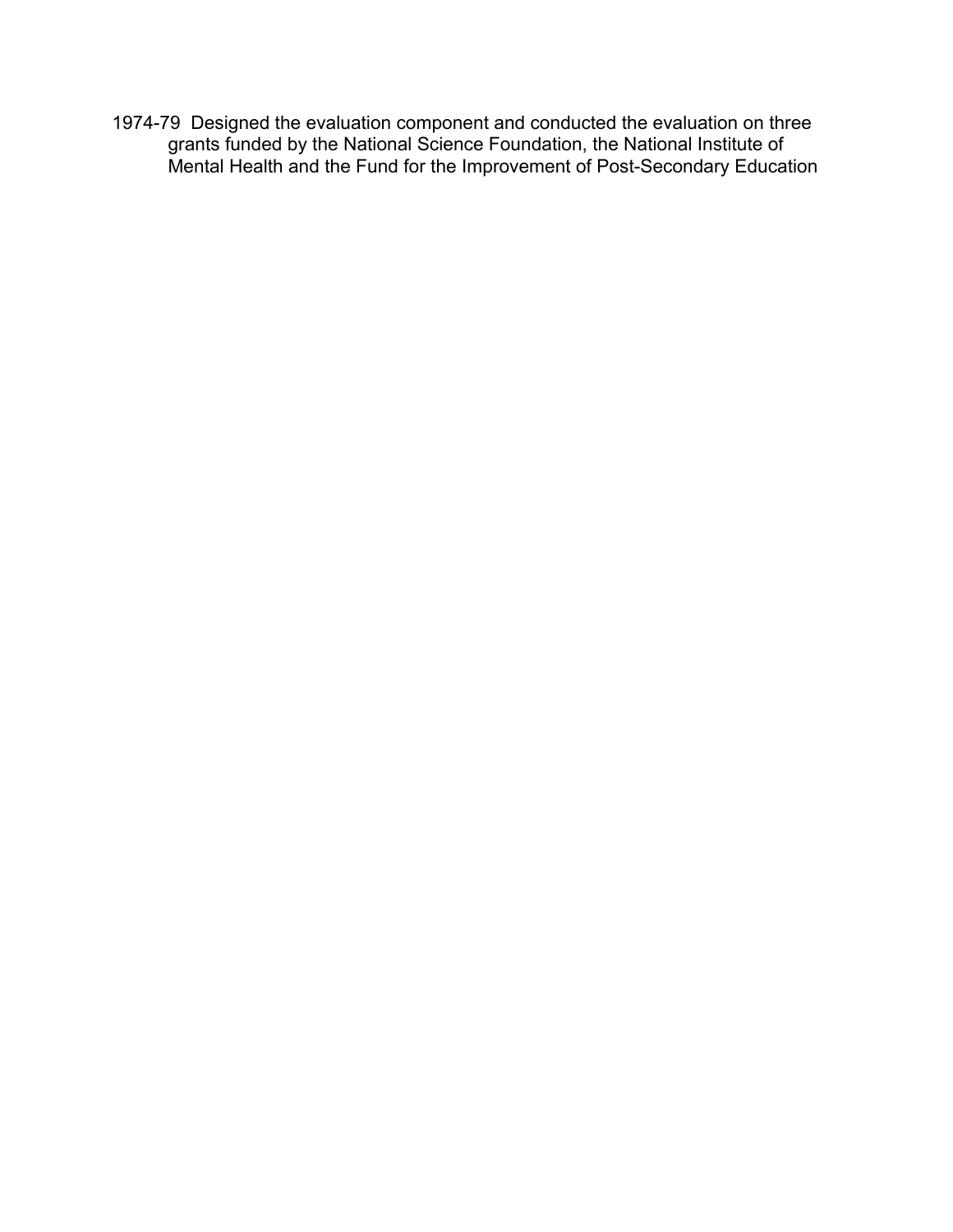1974-79 Designed the evaluation component and conducted the evaluation on three grants funded by the National Science Foundation, the National Institute of Mental Health and the Fund for the Improvement of Post-Secondary Education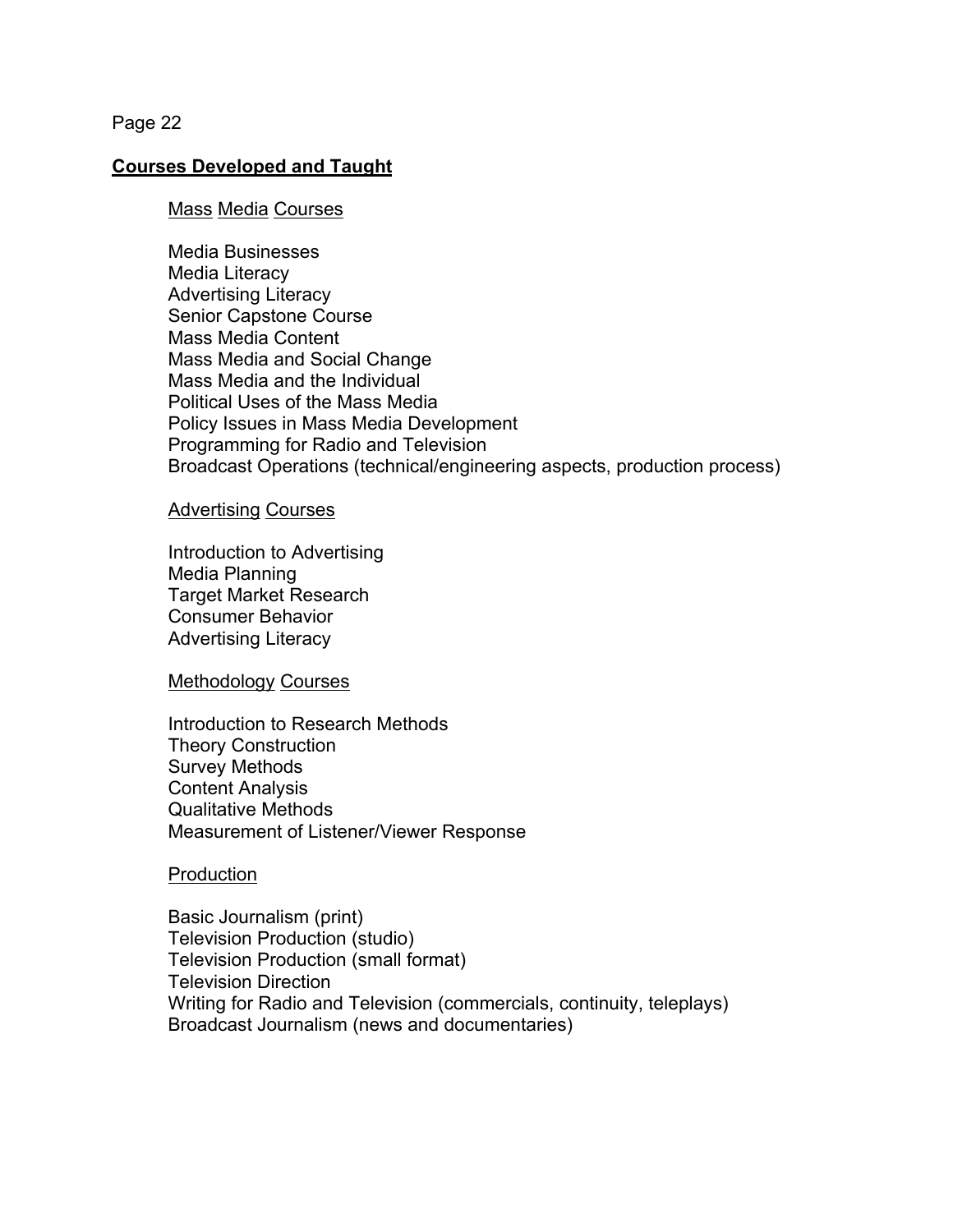## Courses Developed and Taught

### Mass Media Courses

Media Businesses
Media Literacy
Advertising Literacy
Senior Capstone Course
Mass Media Content
Mass Media and Social Change
Mass Media and the Individual
Political Uses of the Mass Media
Policy Issues in Mass Media Development
Programming for Radio and Television
Broadcast Operations (technical/engineering aspects, production process)

### Advertising Courses

Introduction to Advertising
Media Planning
Target Market Research
Consumer Behavior
Advertising Literacy

### Methodology Courses

Introduction to Research Methods
Theory Construction
Survey Methods
Content Analysis
Qualitative Methods
Measurement of Listener/Viewer Response

### Production

Basic Journalism (print)
Television Production (studio)
Television Production (small format)
Television Direction
Writing for Radio and Television (commercials, continuity, teleplays)
Broadcast Journalism (news and documentaries)